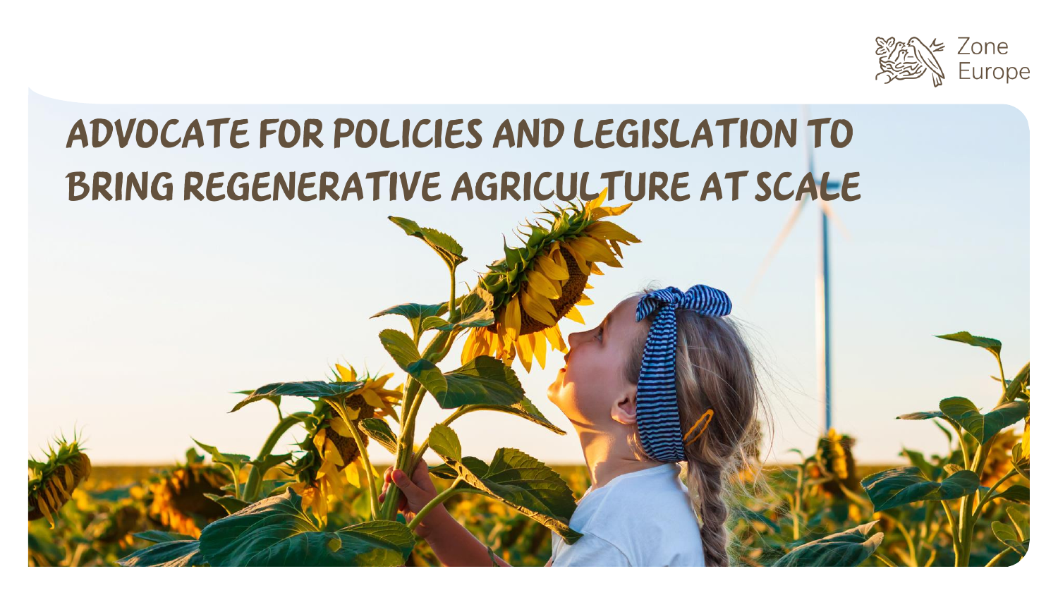Zone Europe

# ADVOCATE FOR POLICIES AND LEGISLATION TO BRING REGENERATIVE AGRICULTURE AT SCALE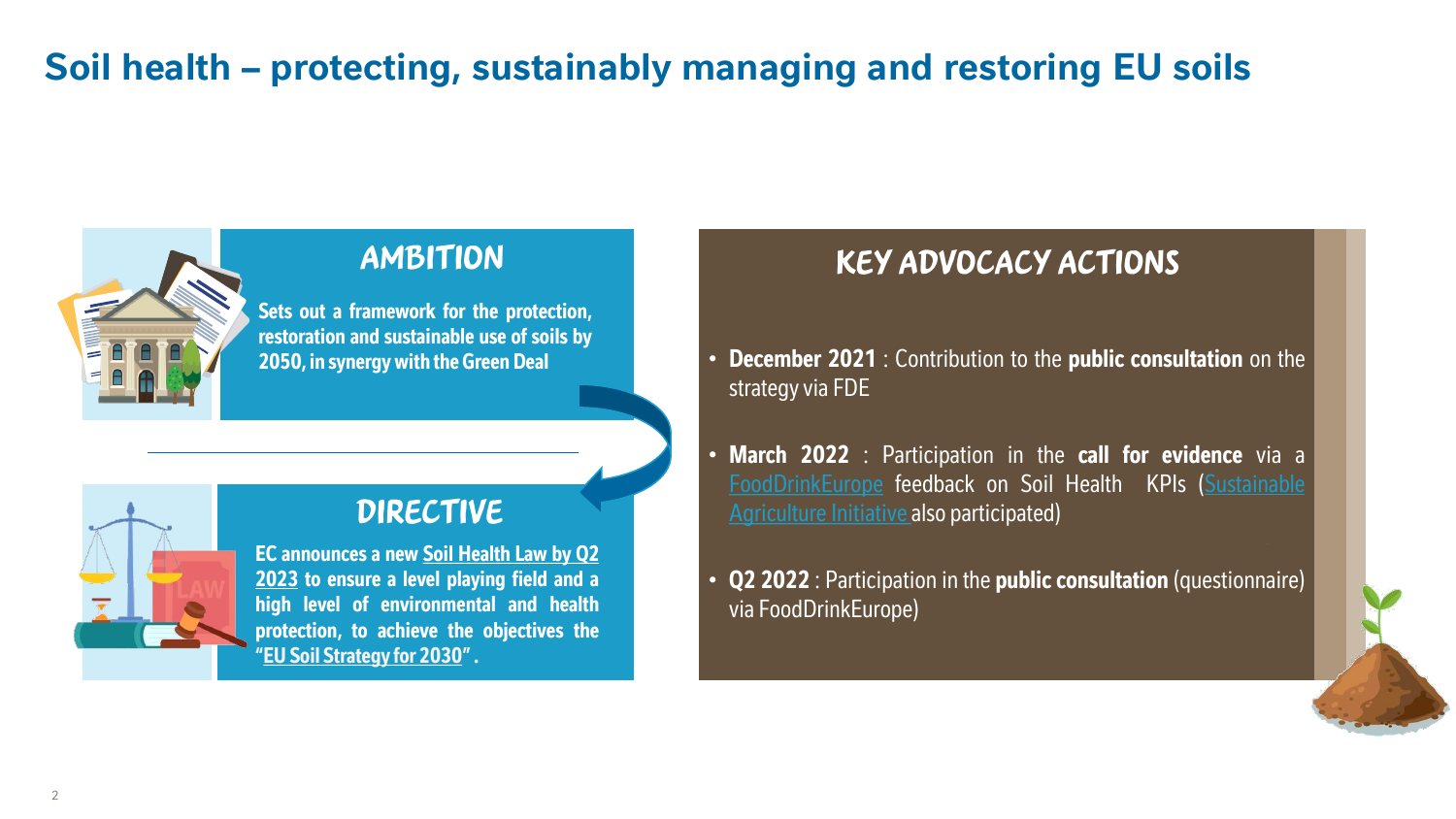# Soil health – protecting, sustainably managing and restoring EU soils

## AMBITION

**Sets out a framework for the protection, restoration and sustainable use of soils by 2050, in synergy with the Green Deal**

## DIRECTIVE

**EC announces a new Soil Health Law by Q2 2023 to ensure a level playing field and a high level of environmental and health protection, to achieve the objectives the "EU Soil Strategy for 2030".**

## KEY ADVOCACY ACTIONS

- **December 2021** : Contribution to the **public consultation** on the strategy via FDE
- **March 2022** : Participation in the **call for evidence** via a FoodDrinkEurope feedback on Soil Health KPIs (Sustainable Agriculture Initiative also participated)
- **Q2 2022** : Participation in the **public consultation** (questionnaire) via FoodDrinkEurope)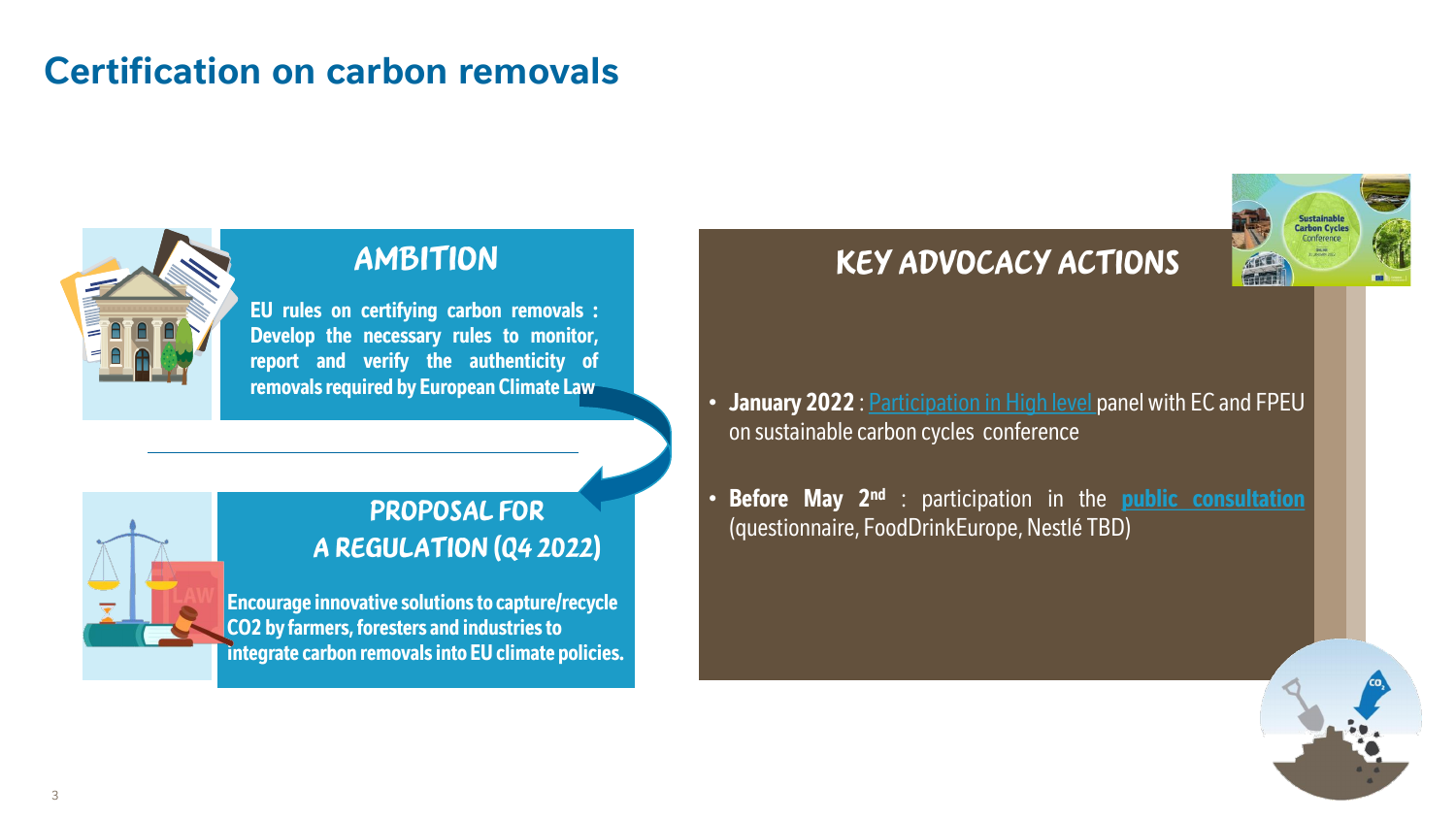# Certification on carbon removals

## AMBITION

**EU rules on certifying carbon removals : Develop the necessary rules to monitor, report and verify the authenticity of removals required by European Climate Law**

## PROPOSAL FOR A REGULATION (Q4 2022)

**Encourage innovative solutions to capture/recycle CO2 by farmers, foresters and industries to integrate carbon removals into EU climate policies.**

## KEY ADVOCACY ACTIONS

- **January 2022** : Participation in High level panel with EC and FPEU on sustainable carbon cycles conference
- **Before May 2nd** : participation in the **public consultation** (questionnaire, FoodDrinkEurope, Nestlé TBD)